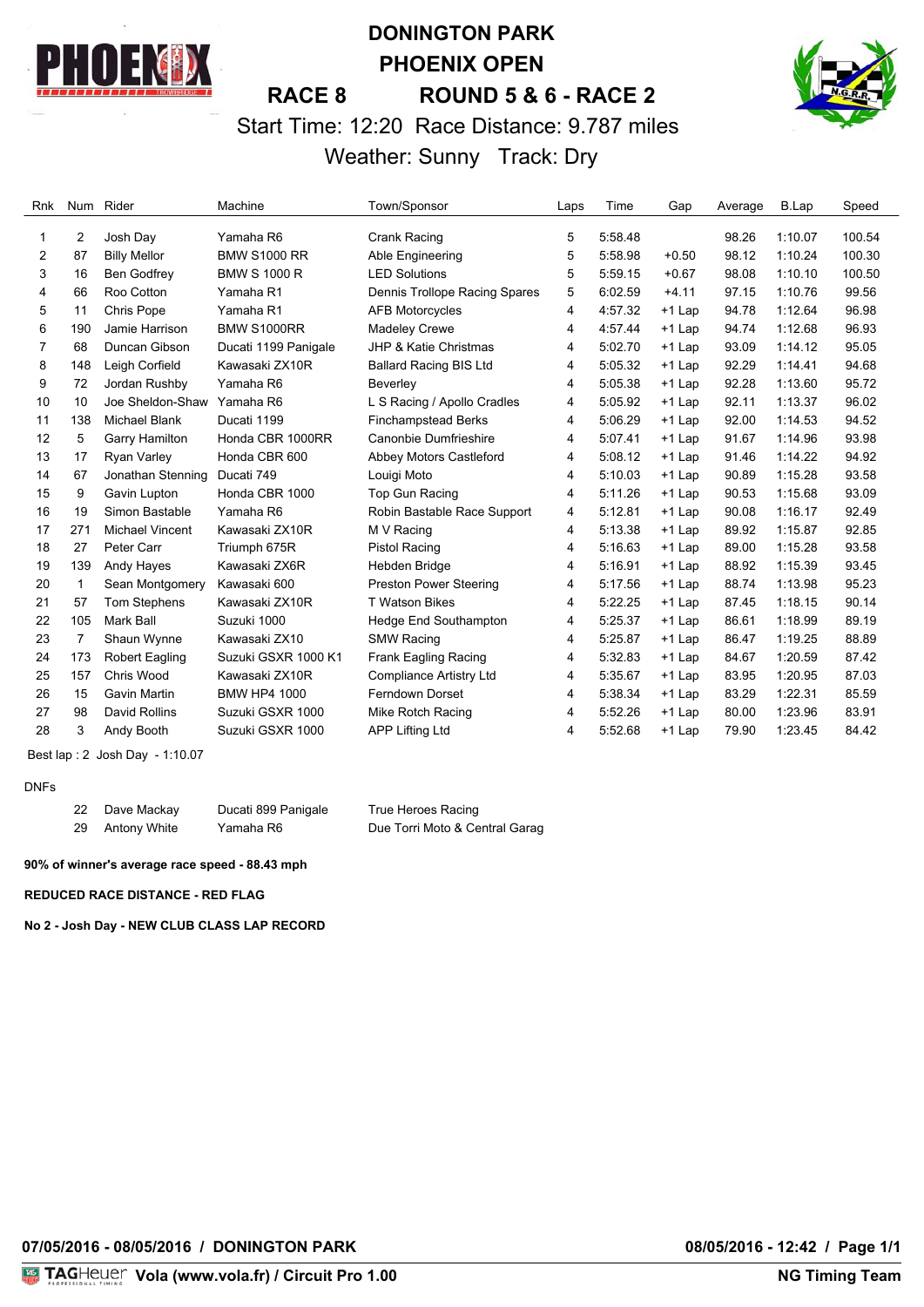# DONINGTON PARK
# PHOENIX OPEN
## RACE 8 ROUND 5 & 6 - RACE 2

Start Time: 12:20 Race Distance: 9.787 miles

Weather: Sunny Track: Dry

| Rnk | Num | Rider | Machine | Town/Sponsor | Laps | Time | Gap | Average | B.Lap | Speed |
|---|---|---|---|---|---|---|---|---|---|---|
| 1 | 2 | Josh Day | Yamaha R6 | Crank Racing | 5 | 5:58.48 | | 98.26 | 1:10.07 | 100.54 |
| 2 | 87 | Billy Mellor | BMW S1000 RR | Able Engineering | 5 | 5:58.98 | +0.50 | 98.12 | 1:10.24 | 100.30 |
| 3 | 16 | Ben Godfrey | BMW S 1000 R | LED Solutions | 5 | 5:59.15 | +0.67 | 98.08 | 1:10.10 | 100.50 |
| 4 | 66 | Roo Cotton | Yamaha R1 | Dennis Trollope Racing Spares | 5 | 6:02.59 | +4.11 | 97.15 | 1:10.76 | 99.56 |
| 5 | 11 | Chris Pope | Yamaha R1 | AFB Motorcycles | 4 | 4:57.32 | +1 Lap | 94.78 | 1:12.64 | 96.98 |
| 6 | 190 | Jamie Harrison | BMW S1000RR | Madeley Crewe | 4 | 4:57.44 | +1 Lap | 94.74 | 1:12.68 | 96.93 |
| 7 | 68 | Duncan Gibson | Ducati 1199 Panigale | JHP & Katie Christmas | 4 | 5:02.70 | +1 Lap | 93.09 | 1:14.12 | 95.05 |
| 8 | 148 | Leigh Corfield | Kawasaki ZX10R | Ballard Racing BIS Ltd | 4 | 5:05.32 | +1 Lap | 92.29 | 1:14.41 | 94.68 |
| 9 | 72 | Jordan Rushby | Yamaha R6 | Beverley | 4 | 5:05.38 | +1 Lap | 92.28 | 1:13.60 | 95.72 |
| 10 | 10 | Joe Sheldon-Shaw | Yamaha R6 | L S Racing / Apollo Cradles | 4 | 5:05.92 | +1 Lap | 92.11 | 1:13.37 | 96.02 |
| 11 | 138 | Michael Blank | Ducati 1199 | Finchampstead Berks | 4 | 5:06.29 | +1 Lap | 92.00 | 1:14.53 | 94.52 |
| 12 | 5 | Garry Hamilton | Honda CBR 1000RR | Canonbie Dumfrieshire | 4 | 5:07.41 | +1 Lap | 91.67 | 1:14.96 | 93.98 |
| 13 | 17 | Ryan Varley | Honda CBR 600 | Abbey Motors Castleford | 4 | 5:08.12 | +1 Lap | 91.46 | 1:14.22 | 94.92 |
| 14 | 67 | Jonathan Stenning | Ducati 749 | Louigi Moto | 4 | 5:10.03 | +1 Lap | 90.89 | 1:15.28 | 93.58 |
| 15 | 9 | Gavin Lupton | Honda CBR 1000 | Top Gun Racing | 4 | 5:11.26 | +1 Lap | 90.53 | 1:15.68 | 93.09 |
| 16 | 19 | Simon Bastable | Yamaha R6 | Robin Bastable Race Support | 4 | 5:12.81 | +1 Lap | 90.08 | 1:16.17 | 92.49 |
| 17 | 271 | Michael Vincent | Kawasaki ZX10R | M V Racing | 4 | 5:13.38 | +1 Lap | 89.92 | 1:15.87 | 92.85 |
| 18 | 27 | Peter Carr | Triumph 675R | Pistol Racing | 4 | 5:16.63 | +1 Lap | 89.00 | 1:15.28 | 93.58 |
| 19 | 139 | Andy Hayes | Kawasaki ZX6R | Hebden Bridge | 4 | 5:16.91 | +1 Lap | 88.92 | 1:15.39 | 93.45 |
| 20 | 1 | Sean Montgomery | Kawasaki 600 | Preston Power Steering | 4 | 5:17.56 | +1 Lap | 88.74 | 1:13.98 | 95.23 |
| 21 | 57 | Tom Stephens | Kawasaki ZX10R | T Watson Bikes | 4 | 5:22.25 | +1 Lap | 87.45 | 1:18.15 | 90.14 |
| 22 | 105 | Mark Ball | Suzuki 1000 | Hedge End Southampton | 4 | 5:25.37 | +1 Lap | 86.61 | 1:18.99 | 89.19 |
| 23 | 7 | Shaun Wynne | Kawasaki ZX10 | SMW Racing | 4 | 5:25.87 | +1 Lap | 86.47 | 1:19.25 | 88.89 |
| 24 | 173 | Robert Eagling | Suzuki GSXR 1000 K1 | Frank Eagling Racing | 4 | 5:32.83 | +1 Lap | 84.67 | 1:20.59 | 87.42 |
| 25 | 157 | Chris Wood | Kawasaki ZX10R | Compliance Artistry Ltd | 4 | 5:35.67 | +1 Lap | 83.95 | 1:20.95 | 87.03 |
| 26 | 15 | Gavin Martin | BMW HP4 1000 | Ferndown Dorset | 4 | 5:38.34 | +1 Lap | 83.29 | 1:22.31 | 85.59 |
| 27 | 98 | David Rollins | Suzuki GSXR 1000 | Mike Rotch Racing | 4 | 5:52.26 | +1 Lap | 80.00 | 1:23.96 | 83.91 |
| 28 | 3 | Andy Booth | Suzuki GSXR 1000 | APP Lifting Ltd | 4 | 5:52.68 | +1 Lap | 79.90 | 1:23.45 | 84.42 |

Best lap : 2 Josh Day - 1:10.07

DNFs

| Num | Rider | Machine | Town/Sponsor |
|---|---|---|---|
| 22 | Dave Mackay | Ducati 899 Panigale | True Heroes Racing |
| 29 | Antony White | Yamaha R6 | Due Torri Moto & Central Garag |

**90% of winner's average race speed - 88.43 mph**

**REDUCED RACE DISTANCE - RED FLAG**

**No 2 - Josh Day - NEW CLUB CLASS LAP RECORD**

**07/05/2016 - 08/05/2016 / DONINGTON PARK** **08/05/2016 - 12:42**

Vola (www.vola.fr) / Circuit Pro 1.00 — NG Timing Team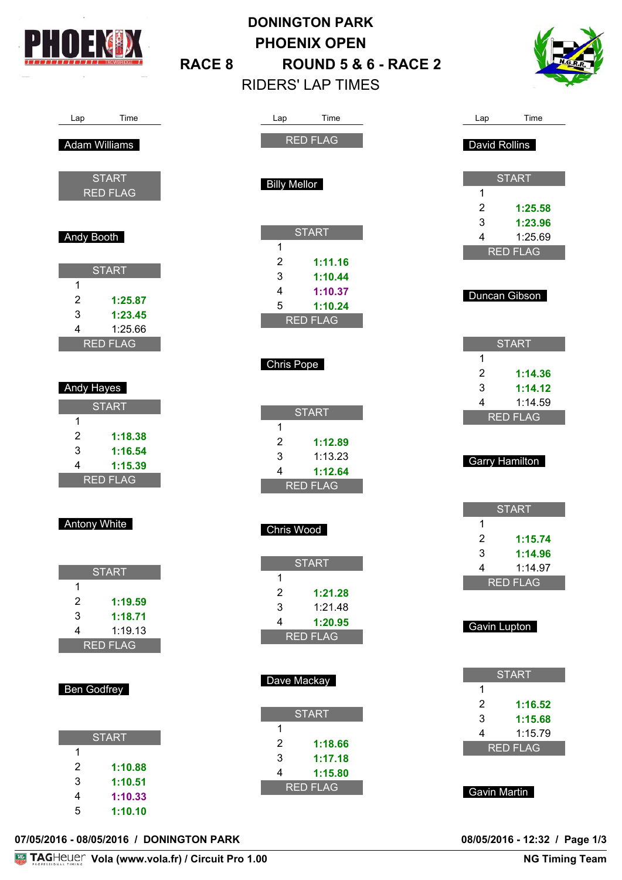# DONINGTON PARK
# PHOENIX OPEN
## RACE 8 — ROUND 5 & 6 - RACE 2
### RIDERS' LAP TIMES

**Adam Williams**

| Lap | Time |
|---|---|
| START | |
| RED FLAG | |

**Andy Booth**

| Lap | Time |
|---|---|
| START | |
| 1 | |
| 2 | **1:25.87** |
| 3 | **1:23.45** |
| 4 | 1:25.66 |
| RED FLAG | |

**Andy Hayes**

| Lap | Time |
|---|---|
| START | |
| 1 | |
| 2 | **1:18.38** |
| 3 | **1:16.54** |
| 4 | **1:15.39** |
| RED FLAG | |

**Antony White**

| Lap | Time |
|---|---|
| START | |
| 1 | |
| 2 | **1:19.59** |
| 3 | **1:18.71** |
| 4 | 1:19.13 |
| RED FLAG | |

**Ben Godfrey**

| Lap | Time |
|---|---|
| START | |
| 1 | |
| 2 | **1:10.88** |
| 3 | **1:10.51** |
| 4 | **1:10.33** |
| 5 | **1:10.10** |
| RED FLAG | |

**Billy Mellor**

| Lap | Time |
|---|---|
| START | |
| 1 | |
| 2 | **1:11.16** |
| 3 | **1:10.44** |
| 4 | **1:10.37** |
| 5 | **1:10.24** |
| RED FLAG | |

**Chris Pope**

| Lap | Time |
|---|---|
| START | |
| 1 | |
| 2 | **1:12.89** |
| 3 | 1:13.23 |
| 4 | **1:12.64** |
| RED FLAG | |

**Chris Wood**

| Lap | Time |
|---|---|
| START | |
| 1 | |
| 2 | **1:21.28** |
| 3 | 1:21.48 |
| 4 | **1:20.95** |
| RED FLAG | |

**Dave Mackay**

| Lap | Time |
|---|---|
| START | |
| 1 | |
| 2 | **1:18.66** |
| 3 | **1:17.18** |
| 4 | **1:15.80** |
| RED FLAG | |

**David Rollins**

| Lap | Time |
|---|---|
| START | |
| 1 | |
| 2 | **1:25.58** |
| 3 | **1:23.96** |
| 4 | 1:25.69 |
| RED FLAG | |

**Duncan Gibson**

| Lap | Time |
|---|---|
| START | |
| 1 | |
| 2 | **1:14.36** |
| 3 | **1:14.12** |
| 4 | 1:14.59 |
| RED FLAG | |

**Garry Hamilton**

| Lap | Time |
|---|---|
| START | |
| 1 | |
| 2 | **1:15.74** |
| 3 | **1:14.96** |
| 4 | 1:14.97 |
| RED FLAG | |

**Gavin Lupton**

| Lap | Time |
|---|---|
| START | |
| 1 | |
| 2 | **1:16.52** |
| 3 | **1:15.68** |
| 4 | 1:15.79 |
| RED FLAG | |

**Gavin Martin**

07/05/2016 - 08/05/2016 / DONINGTON PARK — 08/05/2016 - 12:32

TAGHeuer Vola (www.vola.fr) / Circuit Pro 1.00 — NG Timing Team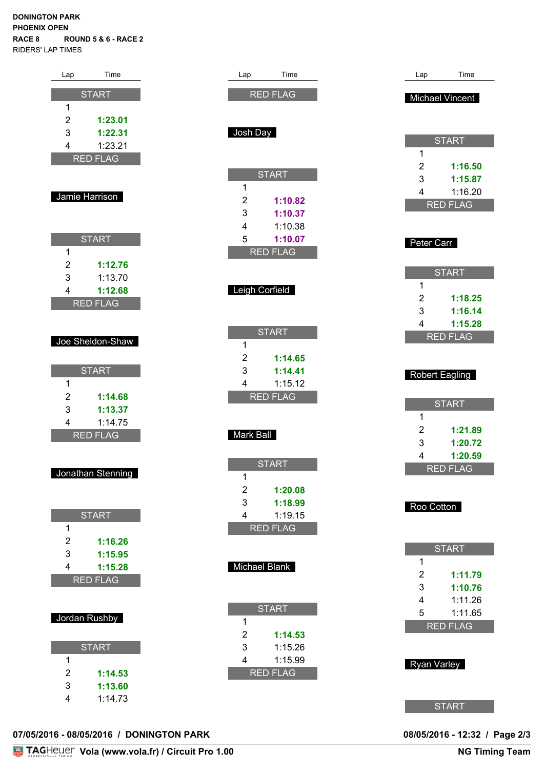**DONINGTON PARK**
**PHOENIX OPEN**
**RACE 8** **ROUND 5 & 6 - RACE 2**
RIDERS' LAP TIMES

| Lap | Time |
|---|---|
| START | |
| 1 | |
| 2 | **1:23.01** |
| 3 | **1:22.31** |
| 4 | 1:23.21 |
| RED FLAG | |

**Jamie Harrison**

| Lap | Time |
|---|---|
| START | |
| 1 | |
| 2 | **1:12.76** |
| 3 | 1:13.70 |
| 4 | **1:12.68** |
| RED FLAG | |

**Joe Sheldon-Shaw**

| Lap | Time |
|---|---|
| START | |
| 1 | |
| 2 | **1:14.68** |
| 3 | **1:13.37** |
| 4 | 1:14.75 |
| RED FLAG | |

**Jonathan Stenning**

| Lap | Time |
|---|---|
| START | |
| 1 | |
| 2 | **1:16.26** |
| 3 | **1:15.95** |
| 4 | **1:15.28** |
| RED FLAG | |

**Jordan Rushby**

| Lap | Time |
|---|---|
| START | |
| 1 | |
| 2 | **1:14.53** |
| 3 | **1:13.60** |
| 4 | 1:14.73 |
| RED FLAG | |

**Josh Day**

| Lap | Time |
|---|---|
| START | |
| 1 | |
| 2 | **1:10.82** |
| 3 | **1:10.37** |
| 4 | 1:10.38 |
| 5 | **1:10.07** |
| RED FLAG | |

**Leigh Corfield**

| Lap | Time |
|---|---|
| START | |
| 1 | |
| 2 | **1:14.65** |
| 3 | **1:14.41** |
| 4 | 1:15.12 |
| RED FLAG | |

**Mark Ball**

| Lap | Time |
|---|---|
| START | |
| 1 | |
| 2 | **1:20.08** |
| 3 | **1:18.99** |
| 4 | 1:19.15 |
| RED FLAG | |

**Michael Blank**

| Lap | Time |
|---|---|
| START | |
| 1 | |
| 2 | **1:14.53** |
| 3 | 1:15.26 |
| 4 | 1:15.99 |
| RED FLAG | |

**Michael Vincent**

| Lap | Time |
|---|---|
| START | |
| 1 | |
| 2 | **1:16.50** |
| 3 | **1:15.87** |
| 4 | 1:16.20 |
| RED FLAG | |

**Peter Carr**

| Lap | Time |
|---|---|
| START | |
| 1 | |
| 2 | **1:18.25** |
| 3 | **1:16.14** |
| 4 | **1:15.28** |
| RED FLAG | |

**Robert Eagling**

| Lap | Time |
|---|---|
| START | |
| 1 | |
| 2 | **1:21.89** |
| 3 | **1:20.72** |
| 4 | **1:20.59** |
| RED FLAG | |

**Roo Cotton**

| Lap | Time |
|---|---|
| START | |
| 1 | |
| 2 | **1:11.79** |
| 3 | **1:10.76** |
| 4 | 1:11.26 |
| 5 | 1:11.65 |
| RED FLAG | |

**Ryan Varley**

| Lap | Time |
|---|---|
| START | |

**07/05/2016 - 08/05/2016 / DONINGTON PARK** **08/05/2016 - 12:32**

TAGHeuer **Vola (www.vola.fr) / Circuit Pro 1.00** **NG Timing Team**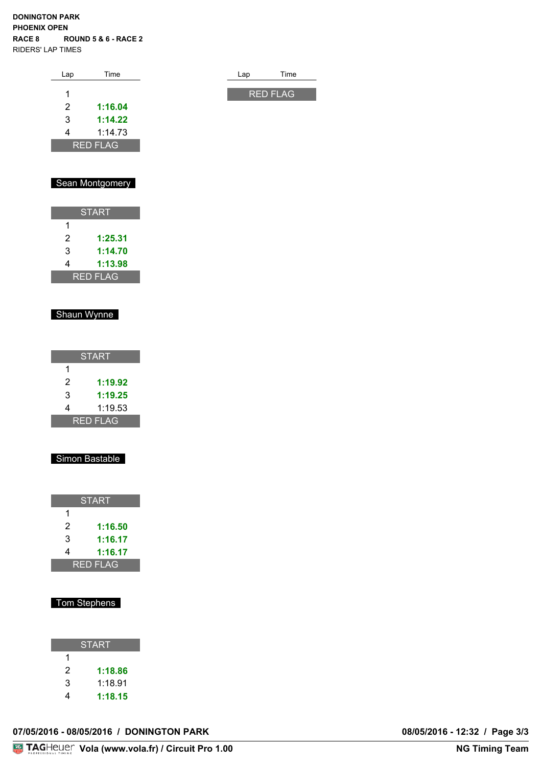**DONINGTON PARK**
**PHOENIX OPEN**
**RACE 8** **ROUND 5 & 6 - RACE 2**
RIDERS' LAP TIMES

| Lap | Time |
|---|---|
| 1 | |
| 2 | **1:16.04** |
| 3 | **1:14.22** |
| 4 | 1:14.73 |
| RED FLAG | |

**Sean Montgomery**

| Lap | Time |
|---|---|
| START | |
| 1 | |
| 2 | **1:25.31** |
| 3 | **1:14.70** |
| 4 | **1:13.98** |
| RED FLAG | |

**Shaun Wynne**

| Lap | Time |
|---|---|
| START | |
| 1 | |
| 2 | **1:19.92** |
| 3 | **1:19.25** |
| 4 | 1:19.53 |
| RED FLAG | |

**Simon Bastable**

| Lap | Time |
|---|---|
| START | |
| 1 | |
| 2 | **1:16.50** |
| 3 | **1:16.17** |
| 4 | **1:16.17** |
| RED FLAG | |

**Tom Stephens**

| Lap | Time |
|---|---|
| START | |
| 1 | |
| 2 | **1:18.86** |
| 3 | 1:18.91 |
| 4 | **1:18.15** |
| RED FLAG | |

**07/05/2016 - 08/05/2016 / DONINGTON PARK** — **08/05/2016 - 12:32**

TAGHeuer **Vola (www.vola.fr) / Circuit Pro 1.00** — **NG Timing Team**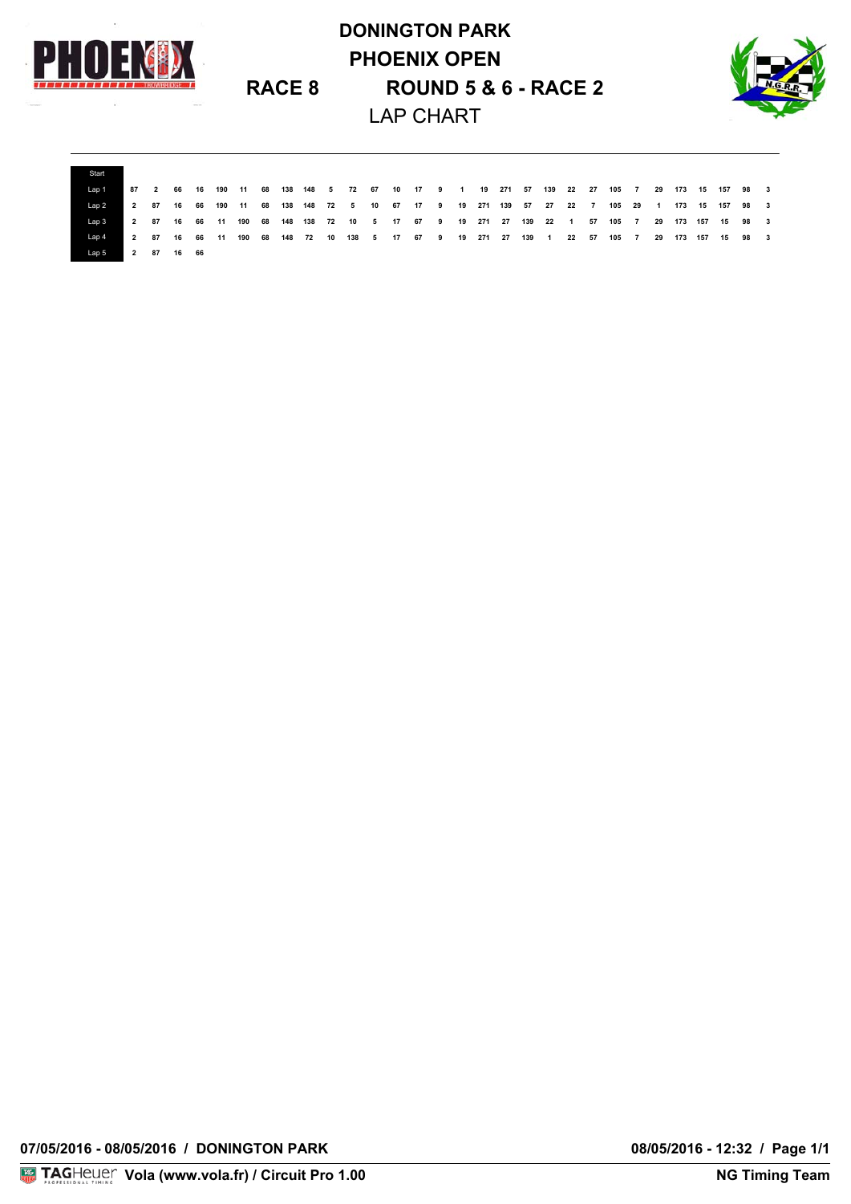# DONINGTON PARK

# PHOENIX OPEN

## RACE 8 ROUND 5 & 6 - RACE 2

### LAP CHART

| Start | | | | | | | | | | | | | | | | | | | | | | | | | | | | | |
|---|---|---|---|---|---|---|---|---|---|---|---|---|---|---|---|---|---|---|---|---|---|---|---|---|---|---|---|---|---|
| Lap 1 | 87 | 2 | 66 | 16 | 190 | 11 | 68 | 138 | 148 | 5 | 72 | 67 | 10 | 17 | 9 | 1 | 19 | 271 | 57 | 139 | 22 | 27 | 105 | 7 | 29 | 173 | 15 | 157 | 98 | 3 |
| Lap 2 | 2 | 87 | 16 | 66 | 190 | 11 | 68 | 138 | 148 | 72 | 5 | 10 | 67 | 17 | 9 | 19 | 271 | 139 | 57 | 27 | 22 | 7 | 105 | 29 | 1 | 173 | 15 | 157 | 98 | 3 |
| Lap 3 | 2 | 87 | 16 | 66 | 11 | 190 | 68 | 148 | 138 | 72 | 10 | 5 | 17 | 67 | 9 | 19 | 271 | 27 | 139 | 22 | 1 | 57 | 105 | 7 | 29 | 173 | 157 | 15 | 98 | 3 |
| Lap 4 | 2 | 87 | 16 | 66 | 11 | 190 | 68 | 148 | 72 | 10 | 138 | 5 | 17 | 67 | 9 | 19 | 271 | 27 | 139 | 1 | 22 | 57 | 105 | 7 | 29 | 173 | 157 | 15 | 98 | 3 |
| Lap 5 | 2 | 87 | 16 | 66 | | | | | | | | | | | | | | | | | | | | | | | | | | |

07/05/2016 - 08/05/2016 / DONINGTON PARK

08/05/2016 - 12:32 / Page 1/1

TAGHeuer Vola (www.vola.fr) / Circuit Pro 1.00

NG Timing Team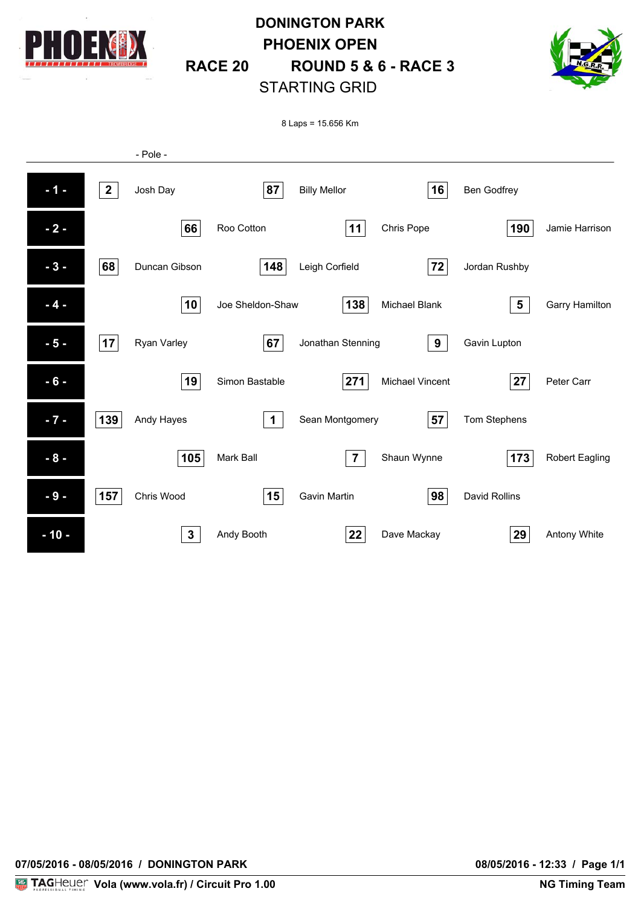# DONINGTON PARK
# PHOENIX OPEN
## RACE 20 ROUND 5 & 6 - RACE 3
## STARTING GRID

8 Laps = 15.656 Km

- Pole -

| Row | No. | Driver | No. | Driver | No. | Driver |
|---|---|---|---|---|---|---|
| - 1 - | 2 | Josh Day | 87 | Billy Mellor | 16 | Ben Godfrey |
| - 2 - | 66 | Roo Cotton | 11 | Chris Pope | 190 | Jamie Harrison |
| - 3 - | 68 | Duncan Gibson | 148 | Leigh Corfield | 72 | Jordan Rushby |
| - 4 - | 10 | Joe Sheldon-Shaw | 138 | Michael Blank | 5 | Garry Hamilton |
| - 5 - | 17 | Ryan Varley | 67 | Jonathan Stenning | 9 | Gavin Lupton |
| - 6 - | 19 | Simon Bastable | 271 | Michael Vincent | 27 | Peter Carr |
| - 7 - | 139 | Andy Hayes | 1 | Sean Montgomery | 57 | Tom Stephens |
| - 8 - | 105 | Mark Ball | 7 | Shaun Wynne | 173 | Robert Eagling |
| - 9 - | 157 | Chris Wood | 15 | Gavin Martin | 98 | David Rollins |
| - 10 - | 3 | Andy Booth | 22 | Dave Mackay | 29 | Antony White |

07/05/2016 - 08/05/2016 / DONINGTON PARK

08/05/2016 - 12:33

TAGHeuer Vola (www.vola.fr) / Circuit Pro 1.00

NG Timing Team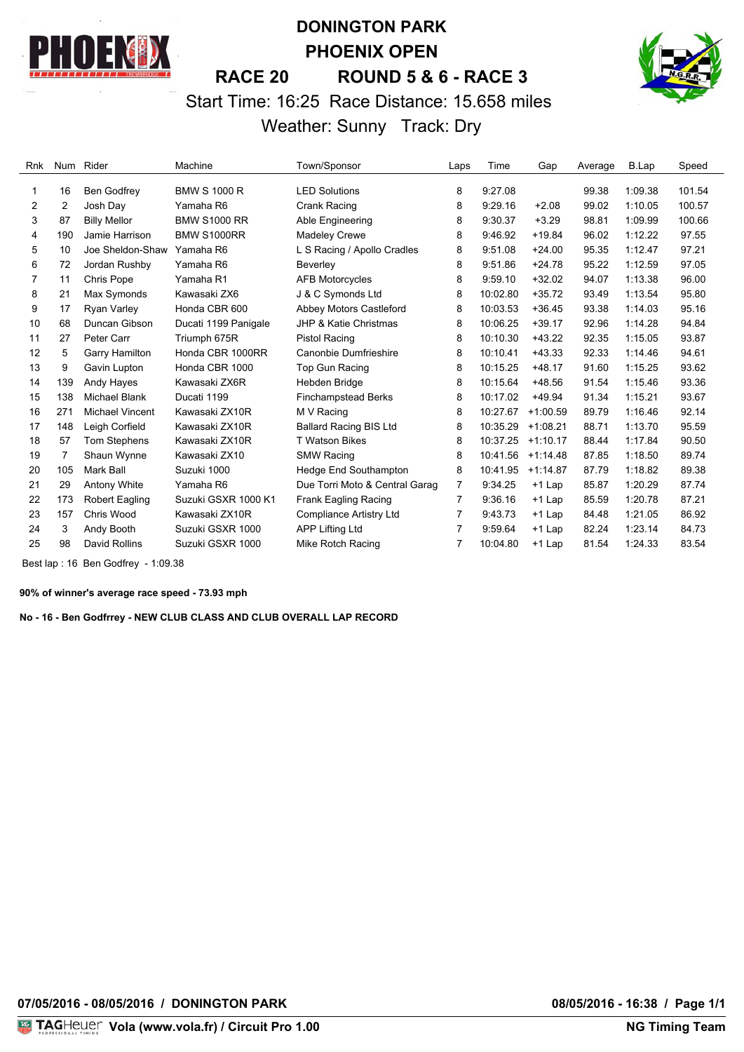# DONINGTON PARK
# PHOENIX OPEN
## RACE 20 ROUND 5 & 6 - RACE 3

Start Time: 16:25 Race Distance: 15.658 miles

Weather: Sunny Track: Dry

| Rnk | Num | Rider | Machine | Town/Sponsor | Laps | Time | Gap | Average | B.Lap | Speed |
|---|---|---|---|---|---|---|---|---|---|---|
| 1 | 16 | Ben Godfrey | BMW S 1000 R | LED Solutions | 8 | 9:27.08 | | 99.38 | 1:09.38 | 101.54 |
| 2 | 2 | Josh Day | Yamaha R6 | Crank Racing | 8 | 9:29.16 | +2.08 | 99.02 | 1:10.05 | 100.57 |
| 3 | 87 | Billy Mellor | BMW S1000 RR | Able Engineering | 8 | 9:30.37 | +3.29 | 98.81 | 1:09.99 | 100.66 |
| 4 | 190 | Jamie Harrison | BMW S1000RR | Madeley Crewe | 8 | 9:46.92 | +19.84 | 96.02 | 1:12.22 | 97.55 |
| 5 | 10 | Joe Sheldon-Shaw | Yamaha R6 | L S Racing / Apollo Cradles | 8 | 9:51.08 | +24.00 | 95.35 | 1:12.47 | 97.21 |
| 6 | 72 | Jordan Rushby | Yamaha R6 | Beverley | 8 | 9:51.86 | +24.78 | 95.22 | 1:12.59 | 97.05 |
| 7 | 11 | Chris Pope | Yamaha R1 | AFB Motorcycles | 8 | 9:59.10 | +32.02 | 94.07 | 1:13.38 | 96.00 |
| 8 | 21 | Max Symonds | Kawasaki ZX6 | J & C Symonds Ltd | 8 | 10:02.80 | +35.72 | 93.49 | 1:13.54 | 95.80 |
| 9 | 17 | Ryan Varley | Honda CBR 600 | Abbey Motors Castleford | 8 | 10:03.53 | +36.45 | 93.38 | 1:14.03 | 95.16 |
| 10 | 68 | Duncan Gibson | Ducati 1199 Panigale | JHP & Katie Christmas | 8 | 10:06.25 | +39.17 | 92.96 | 1:14.28 | 94.84 |
| 11 | 27 | Peter Carr | Triumph 675R | Pistol Racing | 8 | 10:10.30 | +43.22 | 92.35 | 1:15.05 | 93.87 |
| 12 | 5 | Garry Hamilton | Honda CBR 1000RR | Canonbie Dumfrieshire | 8 | 10:10.41 | +43.33 | 92.33 | 1:14.46 | 94.61 |
| 13 | 9 | Gavin Lupton | Honda CBR 1000 | Top Gun Racing | 8 | 10:15.25 | +48.17 | 91.60 | 1:15.25 | 93.62 |
| 14 | 139 | Andy Hayes | Kawasaki ZX6R | Hebden Bridge | 8 | 10:15.64 | +48.56 | 91.54 | 1:15.46 | 93.36 |
| 15 | 138 | Michael Blank | Ducati 1199 | Finchampstead Berks | 8 | 10:17.02 | +49.94 | 91.34 | 1:15.21 | 93.67 |
| 16 | 271 | Michael Vincent | Kawasaki ZX10R | M V Racing | 8 | 10:27.67 | +1:00.59 | 89.79 | 1:16.46 | 92.14 |
| 17 | 148 | Leigh Corfield | Kawasaki ZX10R | Ballard Racing BIS Ltd | 8 | 10:35.29 | +1:08.21 | 88.71 | 1:13.70 | 95.59 |
| 18 | 57 | Tom Stephens | Kawasaki ZX10R | T Watson Bikes | 8 | 10:37.25 | +1:10.17 | 88.44 | 1:17.84 | 90.50 |
| 19 | 7 | Shaun Wynne | Kawasaki ZX10 | SMW Racing | 8 | 10:41.56 | +1:14.48 | 87.85 | 1:18.50 | 89.74 |
| 20 | 105 | Mark Ball | Suzuki 1000 | Hedge End Southampton | 8 | 10:41.95 | +1:14.87 | 87.79 | 1:18.82 | 89.38 |
| 21 | 29 | Antony White | Yamaha R6 | Due Torri Moto & Central Garag | 7 | 9:34.25 | +1 Lap | 85.87 | 1:20.29 | 87.74 |
| 22 | 173 | Robert Eagling | Suzuki GSXR 1000 K1 | Frank Eagling Racing | 7 | 9:36.16 | +1 Lap | 85.59 | 1:20.78 | 87.21 |
| 23 | 157 | Chris Wood | Kawasaki ZX10R | Compliance Artistry Ltd | 7 | 9:43.73 | +1 Lap | 84.48 | 1:21.05 | 86.92 |
| 24 | 3 | Andy Booth | Suzuki GSXR 1000 | APP Lifting Ltd | 7 | 9:59.64 | +1 Lap | 82.24 | 1:23.14 | 84.73 |
| 25 | 98 | David Rollins | Suzuki GSXR 1000 | Mike Rotch Racing | 7 | 10:04.80 | +1 Lap | 81.54 | 1:24.33 | 83.54 |

Best lap : 16 Ben Godfrey - 1:09.38

**90% of winner's average race speed - 73.93 mph**

**No - 16 - Ben Godfrrey - NEW CLUB CLASS AND CLUB OVERALL LAP RECORD**

**07/05/2016 - 08/05/2016 / DONINGTON PARK** **08/05/2016 - 16:38**

TAGHeuer **Vola (www.vola.fr) / Circuit Pro 1.00** **NG Timing Team**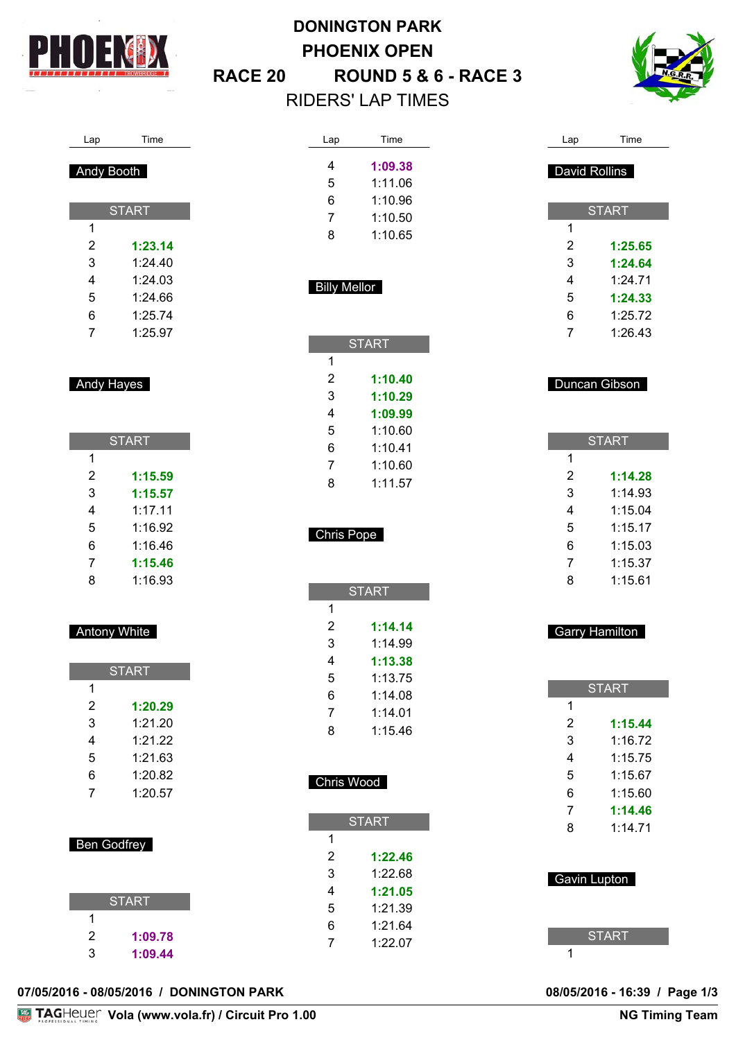# DONINGTON PARK

## PHOENIX OPEN

## RACE 20 ROUND 5 & 6 - RACE 3

## RIDERS' LAP TIMES

### Andy Booth

| Lap | Time |
|---|---|
| START | |
| 1 | |
| 2 | **1:23.14** |
| 3 | 1:24.40 |
| 4 | 1:24.03 |
| 5 | 1:24.66 |
| 6 | 1:25.74 |
| 7 | 1:25.97 |

### Andy Hayes

| Lap | Time |
|---|---|
| START | |
| 1 | |
| 2 | **1:15.59** |
| 3 | **1:15.57** |
| 4 | 1:17.11 |
| 5 | 1:16.92 |
| 6 | 1:16.46 |
| 7 | **1:15.46** |
| 8 | 1:16.93 |

### Antony White

| Lap | Time |
|---|---|
| START | |
| 1 | |
| 2 | **1:20.29** |
| 3 | 1:21.20 |
| 4 | 1:21.22 |
| 5 | 1:21.63 |
| 6 | 1:20.82 |
| 7 | 1:20.57 |

### Ben Godfrey

| Lap | Time |
|---|---|
| START | |
| 1 | |
| 2 | **1:09.78** |
| 3 | **1:09.44** |
| 4 | **1:09.38** |
| 5 | 1:11.06 |
| 6 | 1:10.96 |
| 7 | 1:10.50 |
| 8 | 1:10.65 |

### Billy Mellor

| Lap | Time |
|---|---|
| START | |
| 1 | |
| 2 | **1:10.40** |
| 3 | **1:10.29** |
| 4 | **1:09.99** |
| 5 | 1:10.60 |
| 6 | 1:10.41 |
| 7 | 1:10.60 |
| 8 | 1:11.57 |

### Chris Pope

| Lap | Time |
|---|---|
| START | |
| 1 | |
| 2 | **1:14.14** |
| 3 | 1:14.99 |
| 4 | **1:13.38** |
| 5 | 1:13.75 |
| 6 | 1:14.08 |
| 7 | 1:14.01 |
| 8 | 1:15.46 |

### Chris Wood

| Lap | Time |
|---|---|
| START | |
| 1 | |
| 2 | **1:22.46** |
| 3 | 1:22.68 |
| 4 | **1:21.05** |
| 5 | 1:21.39 |
| 6 | 1:21.64 |
| 7 | 1:22.07 |

### David Rollins

| Lap | Time |
|---|---|
| START | |
| 1 | |
| 2 | **1:25.65** |
| 3 | **1:24.64** |
| 4 | 1:24.71 |
| 5 | **1:24.33** |
| 6 | 1:25.72 |
| 7 | 1:26.43 |

### Duncan Gibson

| Lap | Time |
|---|---|
| START | |
| 1 | |
| 2 | **1:14.28** |
| 3 | 1:14.93 |
| 4 | 1:15.04 |
| 5 | 1:15.17 |
| 6 | 1:15.03 |
| 7 | 1:15.37 |
| 8 | 1:15.61 |

### Garry Hamilton

| Lap | Time |
|---|---|
| START | |
| 1 | |
| 2 | **1:15.44** |
| 3 | 1:16.72 |
| 4 | 1:15.75 |
| 5 | 1:15.67 |
| 6 | 1:15.60 |
| 7 | **1:14.46** |
| 8 | 1:14.71 |

### Gavin Lupton

| Lap | Time |
|---|---|
| START | |
| 1 | |

**07/05/2016 - 08/05/2016 / DONINGTON PARK** **08/05/2016 - 16:39**

TAGHeuer Vola (www.vola.fr) / Circuit Pro 1.00 NG Timing Team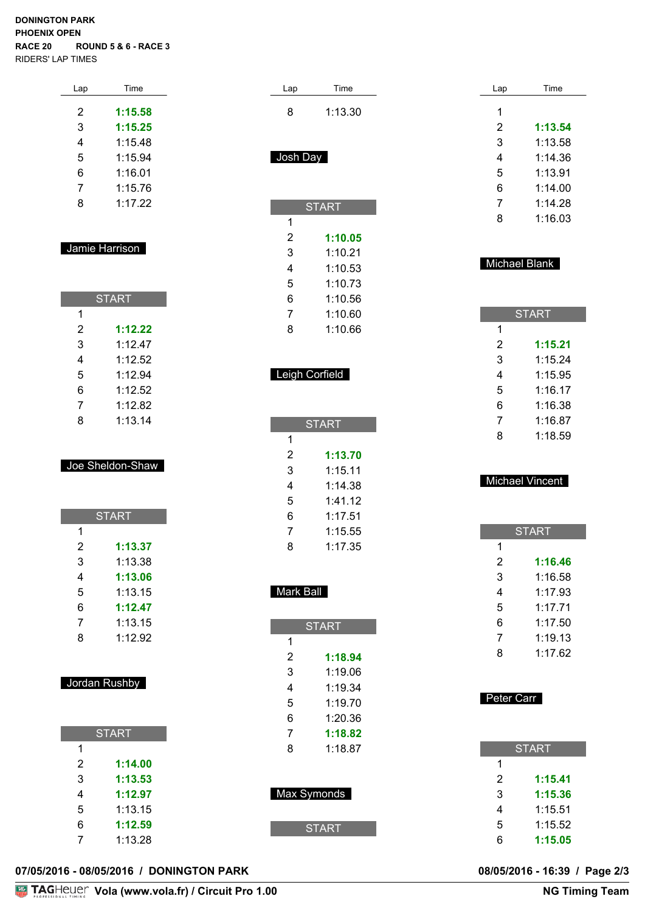**DONINGTON PARK**
**PHOENIX OPEN**
**RACE 20 ROUND 5 & 6 - RACE 3**
RIDERS' LAP TIMES

| Lap | Time |
|---|---|
| 2 | **1:15.58** |
| 3 | **1:15.25** |
| 4 | 1:15.48 |
| 5 | 1:15.94 |
| 6 | 1:16.01 |
| 7 | 1:15.76 |
| 8 | 1:17.22 |

### Jamie Harrison

| Lap | Time |
|---|---|
| START | |
| 1 | |
| 2 | **1:12.22** |
| 3 | 1:12.47 |
| 4 | 1:12.52 |
| 5 | 1:12.94 |
| 6 | 1:12.52 |
| 7 | 1:12.82 |
| 8 | 1:13.14 |

### Joe Sheldon-Shaw

| Lap | Time |
|---|---|
| START | |
| 1 | |
| 2 | **1:13.37** |
| 3 | 1:13.38 |
| 4 | **1:13.06** |
| 5 | 1:13.15 |
| 6 | **1:12.47** |
| 7 | 1:13.15 |
| 8 | 1:12.92 |

### Jordan Rushby

| Lap | Time |
|---|---|
| START | |
| 1 | |
| 2 | **1:14.00** |
| 3 | **1:13.53** |
| 4 | **1:12.97** |
| 5 | 1:13.15 |
| 6 | **1:12.59** |
| 7 | 1:13.28 |

| Lap | Time |
|---|---|
| 8 | 1:13.30 |

### Josh Day

| Lap | Time |
|---|---|
| START | |
| 1 | |
| 2 | **1:10.05** |
| 3 | 1:10.21 |
| 4 | 1:10.53 |
| 5 | 1:10.73 |
| 6 | 1:10.56 |
| 7 | 1:10.60 |
| 8 | 1:10.66 |

### Leigh Corfield

| Lap | Time |
|---|---|
| START | |
| 1 | |
| 2 | **1:13.70** |
| 3 | 1:15.11 |
| 4 | 1:14.38 |
| 5 | 1:41.12 |
| 6 | 1:17.51 |
| 7 | 1:15.55 |
| 8 | 1:17.35 |

### Mark Ball

| Lap | Time |
|---|---|
| START | |
| 1 | |
| 2 | **1:18.94** |
| 3 | 1:19.06 |
| 4 | 1:19.34 |
| 5 | 1:19.70 |
| 6 | 1:20.36 |
| 7 | **1:18.82** |
| 8 | 1:18.87 |

### Max Symonds

| Lap | Time |
|---|---|
| START | |
| 1 | |
| 2 | **1:13.54** |
| 3 | 1:13.58 |
| 4 | 1:14.36 |
| 5 | 1:13.91 |
| 6 | 1:14.00 |
| 7 | 1:14.28 |
| 8 | 1:16.03 |

### Michael Blank

| Lap | Time |
|---|---|
| START | |
| 1 | |
| 2 | **1:15.21** |
| 3 | 1:15.24 |
| 4 | 1:15.95 |
| 5 | 1:16.17 |
| 6 | 1:16.38 |
| 7 | 1:16.87 |
| 8 | 1:18.59 |

### Michael Vincent

| Lap | Time |
|---|---|
| START | |
| 1 | |
| 2 | **1:16.46** |
| 3 | 1:16.58 |
| 4 | 1:17.93 |
| 5 | 1:17.71 |
| 6 | 1:17.50 |
| 7 | 1:19.13 |
| 8 | 1:17.62 |

### Peter Carr

| Lap | Time |
|---|---|
| START | |
| 1 | |
| 2 | **1:15.41** |
| 3 | **1:15.36** |
| 4 | 1:15.51 |
| 5 | 1:15.52 |
| 6 | **1:15.05** |

07/05/2016 - 08/05/2016 / DONINGTON PARK — 08/05/2016 - 16:39

TAGHeuer Vola (www.vola.fr) / Circuit Pro 1.00 — NG Timing Team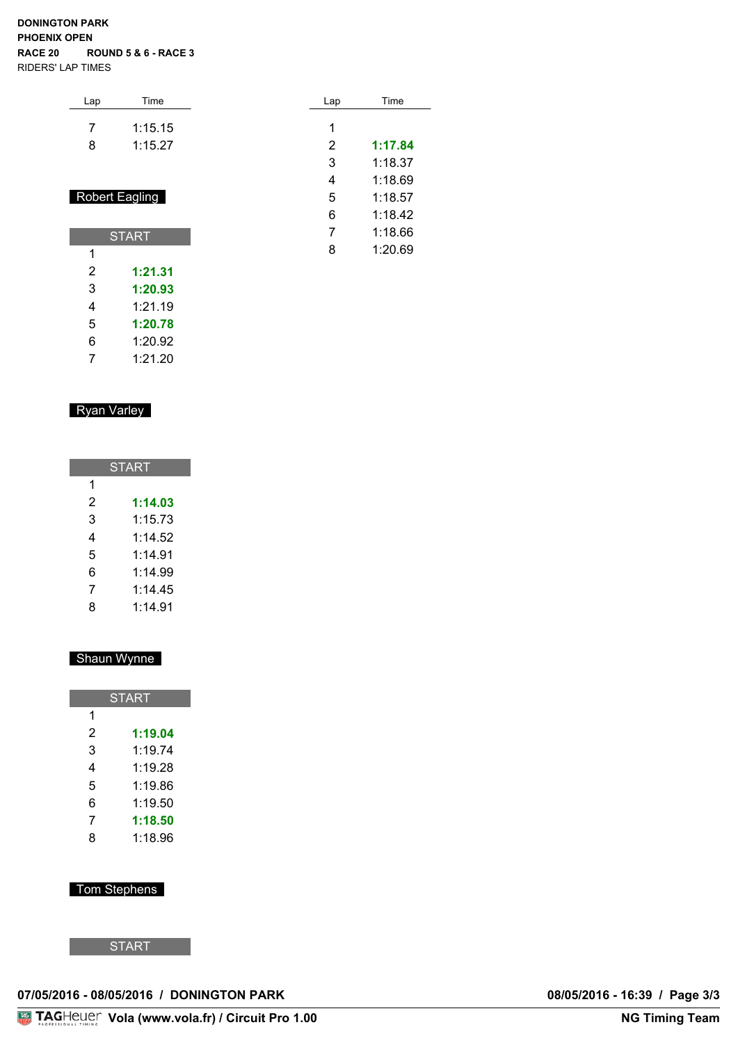**DONINGTON PARK**
**PHOENIX OPEN**
**RACE 20 ROUND 5 & 6 - RACE 3**
RIDERS' LAP TIMES

| Lap | Time |
|---|---|
| 7 | 1:15.15 |
| 8 | 1:15.27 |

## Robert Eagling

| Lap | Time |
|---|---|
| START | |
| 1 | |
| 2 | **1:21.31** |
| 3 | **1:20.93** |
| 4 | 1:21.19 |
| 5 | **1:20.78** |
| 6 | 1:20.92 |
| 7 | 1:21.20 |

## Ryan Varley

| Lap | Time |
|---|---|
| START | |
| 1 | |
| 2 | **1:14.03** |
| 3 | 1:15.73 |
| 4 | 1:14.52 |
| 5 | 1:14.91 |
| 6 | 1:14.99 |
| 7 | 1:14.45 |
| 8 | 1:14.91 |

## Shaun Wynne

| Lap | Time |
|---|---|
| START | |
| 1 | |
| 2 | **1:19.04** |
| 3 | 1:19.74 |
| 4 | 1:19.28 |
| 5 | 1:19.86 |
| 6 | 1:19.50 |
| 7 | **1:18.50** |
| 8 | 1:18.96 |

## Tom Stephens

| Lap | Time |
|---|---|
| START | |
| 1 | |
| 2 | **1:17.84** |
| 3 | 1:18.37 |
| 4 | 1:18.69 |
| 5 | 1:18.57 |
| 6 | 1:18.42 |
| 7 | 1:18.66 |
| 8 | 1:20.69 |

**07/05/2016 - 08/05/2016 / DONINGTON PARK** **08/05/2016 - 16:39**

TAGHeuer **Vola (www.vola.fr) / Circuit Pro 1.00** **NG Timing Team**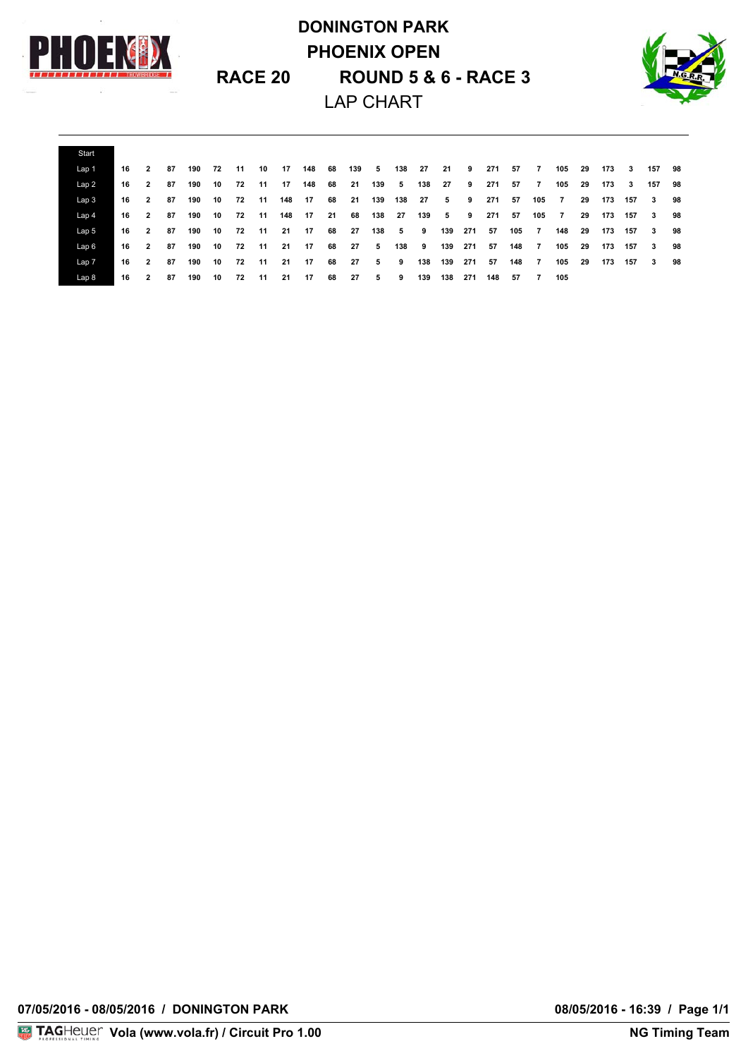# DONINGTON PARK
# PHOENIX OPEN
## RACE 20 ROUND 5 & 6 - RACE 3
### LAP CHART

| | | | | | | | | | | | | | | | | | | | | | | | | | |
|---|---|---|---|---|---|---|---|---|---|---|---|---|---|---|---|---|---|---|---|---|---|---|---|---|---|
| Start | | | | | | | | | | | | | | | | | | | | | | | | | |
| Lap 1 | 16 | 2 | 87 | 190 | 72 | 11 | 10 | 17 | 148 | 68 | 139 | 5 | 138 | 27 | 21 | 9 | 271 | 57 | 7 | 105 | 29 | 173 | 3 | 157 | 98 |
| Lap 2 | 16 | 2 | 87 | 190 | 10 | 72 | 11 | 17 | 148 | 68 | 21 | 139 | 5 | 138 | 27 | 9 | 271 | 57 | 7 | 105 | 29 | 173 | 3 | 157 | 98 |
| Lap 3 | 16 | 2 | 87 | 190 | 10 | 72 | 11 | 148 | 17 | 68 | 21 | 139 | 138 | 27 | 5 | 9 | 271 | 57 | 105 | 7 | 29 | 173 | 157 | 3 | 98 |
| Lap 4 | 16 | 2 | 87 | 190 | 10 | 72 | 11 | 148 | 17 | 21 | 68 | 138 | 27 | 139 | 5 | 9 | 271 | 57 | 105 | 7 | 29 | 173 | 157 | 3 | 98 |
| Lap 5 | 16 | 2 | 87 | 190 | 10 | 72 | 11 | 21 | 17 | 68 | 27 | 138 | 5 | 9 | 139 | 271 | 57 | 105 | 7 | 148 | 29 | 173 | 157 | 3 | 98 |
| Lap 6 | 16 | 2 | 87 | 190 | 10 | 72 | 11 | 21 | 17 | 68 | 27 | 5 | 138 | 9 | 139 | 271 | 57 | 148 | 7 | 105 | 29 | 173 | 157 | 3 | 98 |
| Lap 7 | 16 | 2 | 87 | 190 | 10 | 72 | 11 | 21 | 17 | 68 | 27 | 5 | 9 | 138 | 139 | 271 | 57 | 148 | 7 | 105 | 29 | 173 | 157 | 3 | 98 |
| Lap 8 | 16 | 2 | 87 | 190 | 10 | 72 | 11 | 21 | 17 | 68 | 27 | 5 | 9 | 139 | 138 | 271 | 148 | 57 | 7 | 105 | | | | | |

07/05/2016 - 08/05/2016 / DONINGTON PARK

08/05/2016 - 16:39